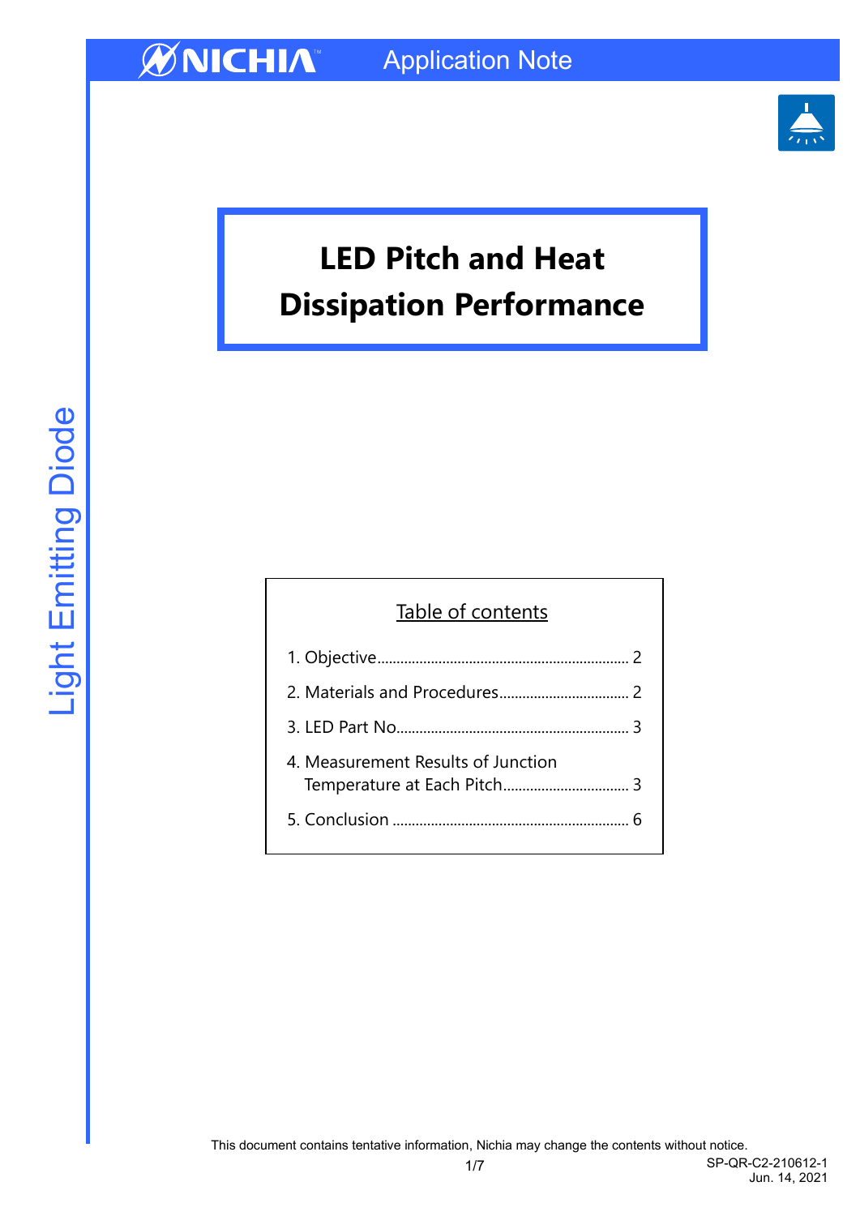# LED Pitch and Heat Dissipation Performance

Table of contents

1. Objective ........................................................................ 2
2. Materials and Procedures .................................. 2
3. LED Part No. .................................................................. 3
4. Measurement Results of Junction Temperature at Each Pitch ................................. 3
5. Conclusion ........................................................................ 6

This document contains tentative information, Nichia may change the contents without notice.

SP-QR-C2-210612-1
Jun. 14, 2021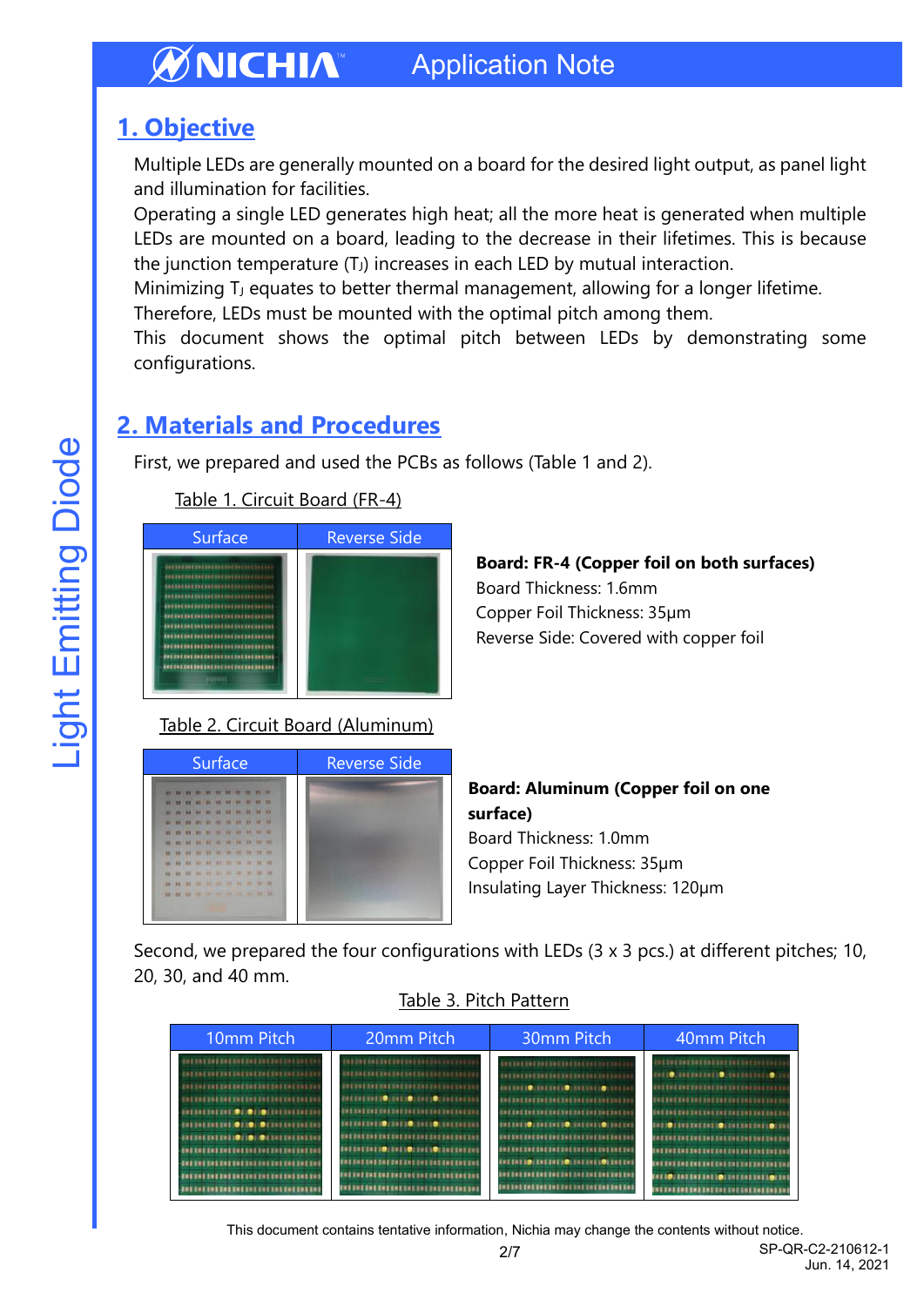## 1. Objective

Multiple LEDs are generally mounted on a board for the desired light output, as panel light and illumination for facilities.
Operating a single LED generates high heat; all the more heat is generated when multiple LEDs are mounted on a board, leading to the decrease in their lifetimes. This is because the junction temperature ($T_J$) increases in each LED by mutual interaction.
Minimizing $T_J$ equates to better thermal management, allowing for a longer lifetime.
Therefore, LEDs must be mounted with the optimal pitch among them.
This document shows the optimal pitch between LEDs by demonstrating some configurations.

## 2. Materials and Procedures

First, we prepared and used the PCBs as follows (Table 1 and 2).

Table 1. Circuit Board (FR-4)

| Surface | Reverse Side |
|---|---|
| | |

**Board: FR-4 (Copper foil on both surfaces)**
Board Thickness: 1.6mm
Copper Foil Thickness: 35μm
Reverse Side: Covered with copper foil

Table 2. Circuit Board (Aluminum)

| Surface | Reverse Side |
|---|---|
| | |

**Board: Aluminum (Copper foil on one surface)**
Board Thickness: 1.0mm
Copper Foil Thickness: 35μm
Insulating Layer Thickness: 120μm

Second, we prepared the four configurations with LEDs (3 x 3 pcs.) at different pitches; 10, 20, 30, and 40 mm.

Table 3. Pitch Pattern

| 10mm Pitch | 20mm Pitch | 30mm Pitch | 40mm Pitch |
|---|---|---|---|
| | | | |

This document contains tentative information, Nichia may change the contents without notice.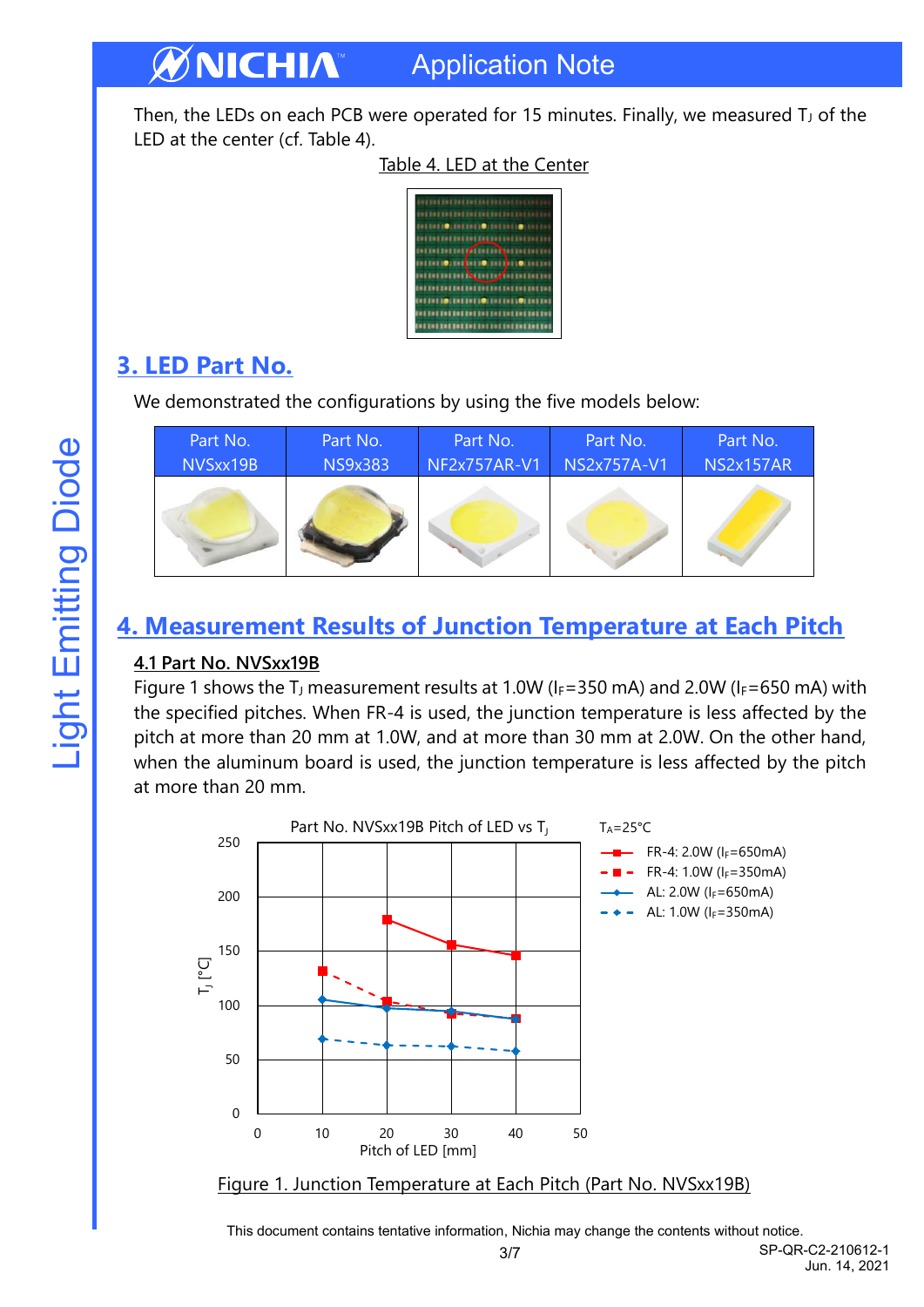Then, the LEDs on each PCB were operated for 15 minutes. Finally, we measured $T_J$ of the LED at the center (cf. Table 4).

Table 4. LED at the Center

## 3. LED Part No.

We demonstrated the configurations by using the five models below:

| Part No. NVSxx19B | Part No. NS9x383 | Part No. NF2x757AR-V1 | Part No. NS2x757A-V1 | Part No. NS2x157AR |
|---|---|---|---|---|
| | | | | |

## 4. Measurement Results of Junction Temperature at Each Pitch

### 4.1 Part No. NVSxx19B

Figure 1 shows the $T_J$ measurement results at 1.0W ($I_F$=350 mA) and 2.0W ($I_F$=650 mA) with the specified pitches. When FR-4 is used, the junction temperature is less affected by the pitch at more than 20 mm at 1.0W, and at more than 30 mm at 2.0W. On the other hand, when the aluminum board is used, the junction temperature is less affected by the pitch at more than 20 mm.

Figure 1. Junction Temperature at Each Pitch (Part No. NVSxx19B)

This document contains tentative information, Nichia may change the contents without notice.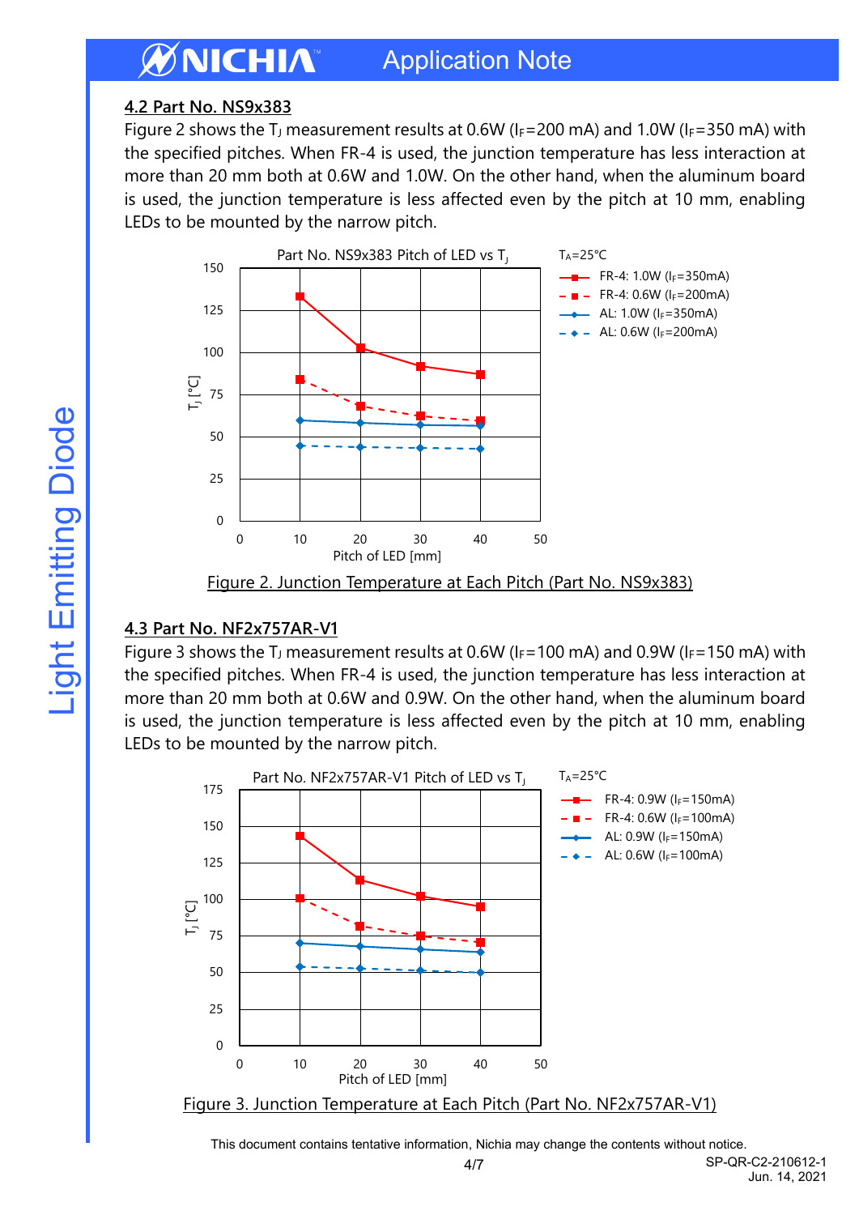### 4.2 Part No. NS9x383

Figure 2 shows the $T_J$ measurement results at 0.6W ($I_F$=200 mA) and 1.0W ($I_F$=350 mA) with the specified pitches. When FR-4 is used, the junction temperature has less interaction at more than 20 mm both at 0.6W and 1.0W. On the other hand, when the aluminum board is used, the junction temperature is less affected even by the pitch at 10 mm, enabling LEDs to be mounted by the narrow pitch.

Figure 2. Junction Temperature at Each Pitch (Part No. NS9x383)

### 4.3 Part No. NF2x757AR-V1

Figure 3 shows the $T_J$ measurement results at 0.6W ($I_F$=100 mA) and 0.9W ($I_F$=150 mA) with the specified pitches. When FR-4 is used, the junction temperature has less interaction at more than 20 mm both at 0.6W and 0.9W. On the other hand, when the aluminum board is used, the junction temperature is less affected even by the pitch at 10 mm, enabling LEDs to be mounted by the narrow pitch.

Figure 3. Junction Temperature at Each Pitch (Part No. NF2x757AR-V1)

This document contains tentative information, Nichia may change the contents without notice.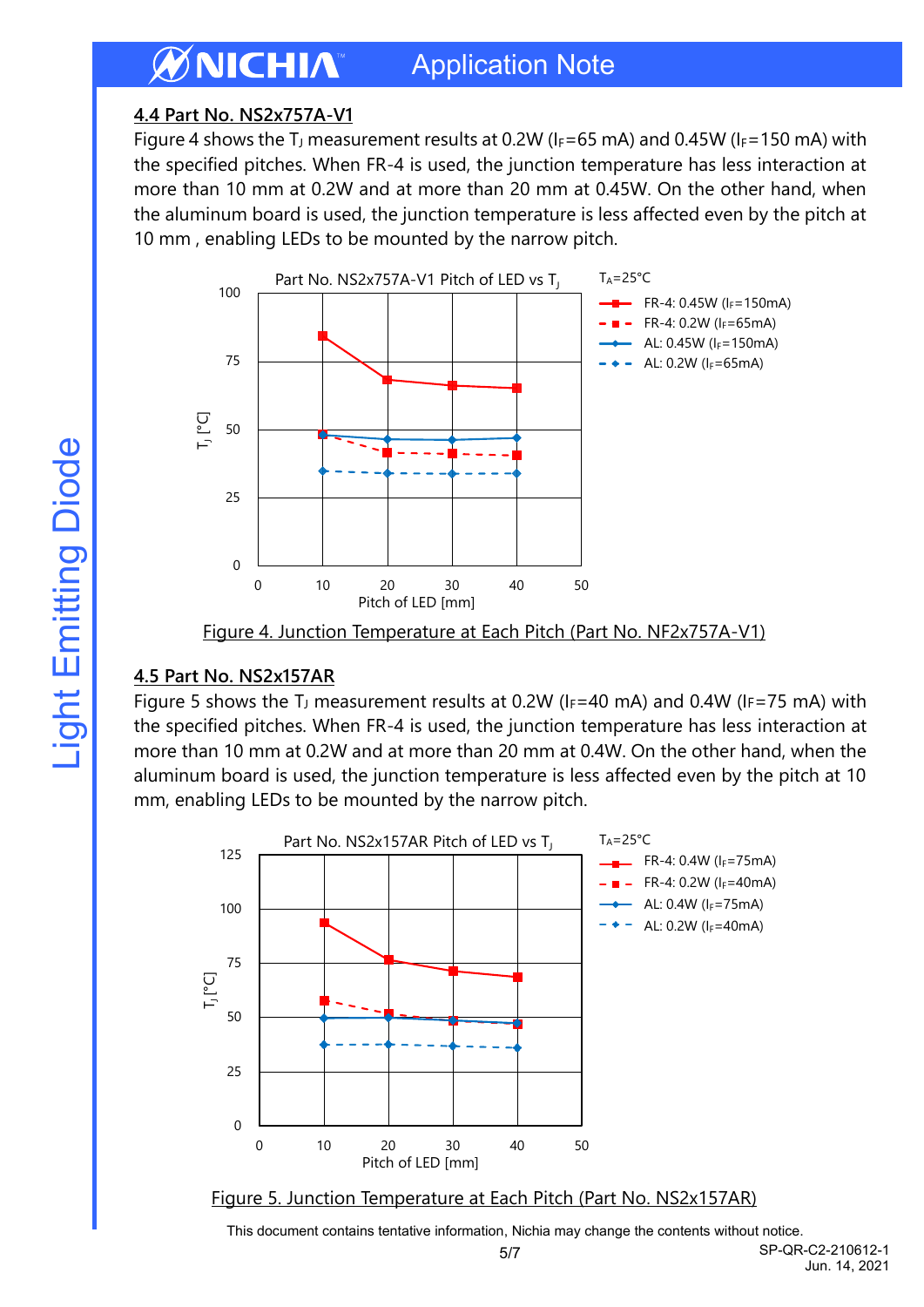## 4.4 Part No. NS2x757A-V1

Figure 4 shows the $T_J$ measurement results at 0.2W ($I_F$=65 mA) and 0.45W ($I_F$=150 mA) with the specified pitches. When FR-4 is used, the junction temperature has less interaction at more than 10 mm at 0.2W and at more than 20 mm at 0.45W. On the other hand, when the aluminum board is used, the junction temperature is less affected even by the pitch at 10 mm , enabling LEDs to be mounted by the narrow pitch.

Figure 4. Junction Temperature at Each Pitch (Part No. NF2x757A-V1)

## 4.5 Part No. NS2x157AR

Figure 5 shows the $T_J$ measurement results at 0.2W ($I_F$=40 mA) and 0.4W ($I_F$=75 mA) with the specified pitches. When FR-4 is used, the junction temperature has less interaction at more than 10 mm at 0.2W and at more than 20 mm at 0.4W. On the other hand, when the aluminum board is used, the junction temperature is less affected even by the pitch at 10 mm, enabling LEDs to be mounted by the narrow pitch.

Figure 5. Junction Temperature at Each Pitch (Part No. NS2x157AR)

This document contains tentative information, Nichia may change the contents without notice.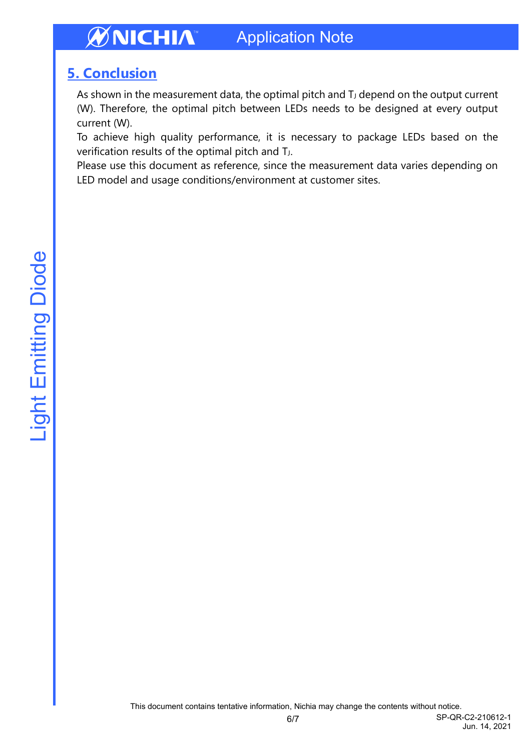## 5. Conclusion

As shown in the measurement data, the optimal pitch and $T_J$ depend on the output current (W). Therefore, the optimal pitch between LEDs needs to be designed at every output current (W).
To achieve high quality performance, it is necessary to package LEDs based on the verification results of the optimal pitch and $T_J$.
Please use this document as reference, since the measurement data varies depending on LED model and usage conditions/environment at customer sites.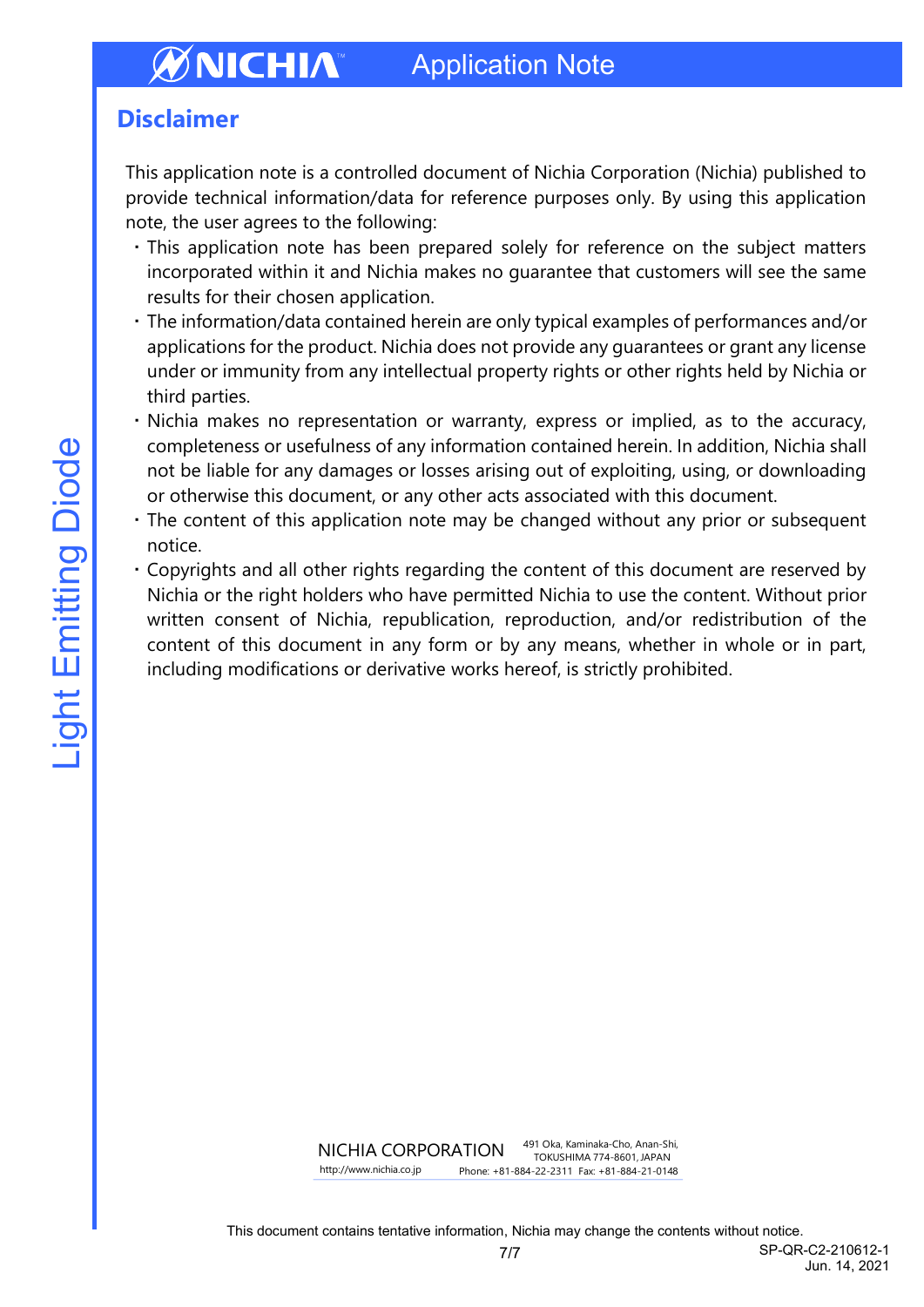## Disclaimer

This application note is a controlled document of Nichia Corporation (Nichia) published to provide technical information/data for reference purposes only. By using this application note, the user agrees to the following:

- This application note has been prepared solely for reference on the subject matters incorporated within it and Nichia makes no guarantee that customers will see the same results for their chosen application.
- The information/data contained herein are only typical examples of performances and/or applications for the product. Nichia does not provide any guarantees or grant any license under or immunity from any intellectual property rights or other rights held by Nichia or third parties.
- Nichia makes no representation or warranty, express or implied, as to the accuracy, completeness or usefulness of any information contained herein. In addition, Nichia shall not be liable for any damages or losses arising out of exploiting, using, or downloading or otherwise this document, or any other acts associated with this document.
- The content of this application note may be changed without any prior or subsequent notice.
- Copyrights and all other rights regarding the content of this document are reserved by Nichia or the right holders who have permitted Nichia to use the content. Without prior written consent of Nichia, republication, reproduction, and/or redistribution of the content of this document in any form or by any means, whether in whole or in part, including modifications or derivative works hereof, is strictly prohibited.

NICHIA CORPORATION
491 Oka, Kaminaka-Cho, Anan-Shi, TOKUSHIMA 774-8601, JAPAN
http://www.nichia.co.jp
Phone: +81-884-22-2311 Fax: +81-884-21-0148